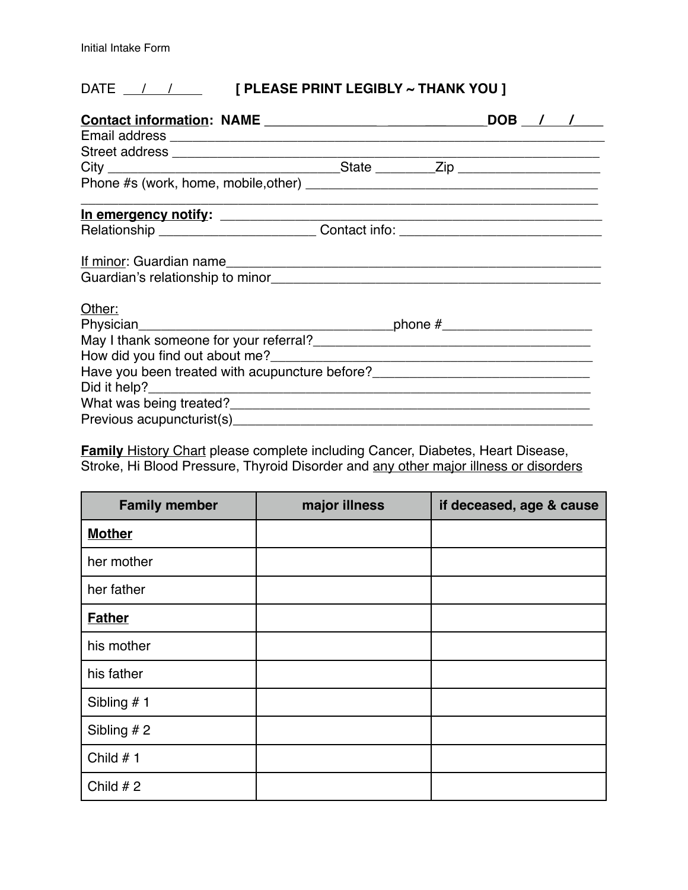Initial Intake Form

DATE ___/___/_____ **[ PLEASE PRINT LEGIBLY ~ THANK YOU ]**

**Contact information: NAME** _______________ _____________**DOB** ___/___/____
Email address ___________________________________________________________
Street address __________________________________________________________
City ______________________________State ________Zip ___________________
Phone #s (work, home, mobile,other) ______________________________________
_______________________________________________________________________

**In emergency notify:** _________________________________________________
Relationship _____________________ Contact info: ___________________________

If minor: Guardian name_________________________________________________
Guardian's relationship to minor____________________________________________

Other:
Physician__________________________________phone #____________________
May I thank someone for your referral?______________________________________
How did you find out about me?____________________________________________
Have you been treated with acupuncture before?_____________________________
Did it help?______________________________________________________________
What was being treated?__________________________________________________
Previous acupuncturist(s)__________________________________________________

**Family** History Chart please complete including Cancer, Diabetes, Heart Disease, Stroke, Hi Blood Pressure, Thyroid Disorder and any other major illness or disorders

| Family member | major illness | if deceased, age & cause |
| --- | --- | --- |
| **Mother** | | |
| her mother | | |
| her father | | |
| **Father** | | |
| his mother | | |
| his father | | |
| Sibling # 1 | | |
| Sibling # 2 | | |
| Child # 1 | | |
| Child # 2 | | |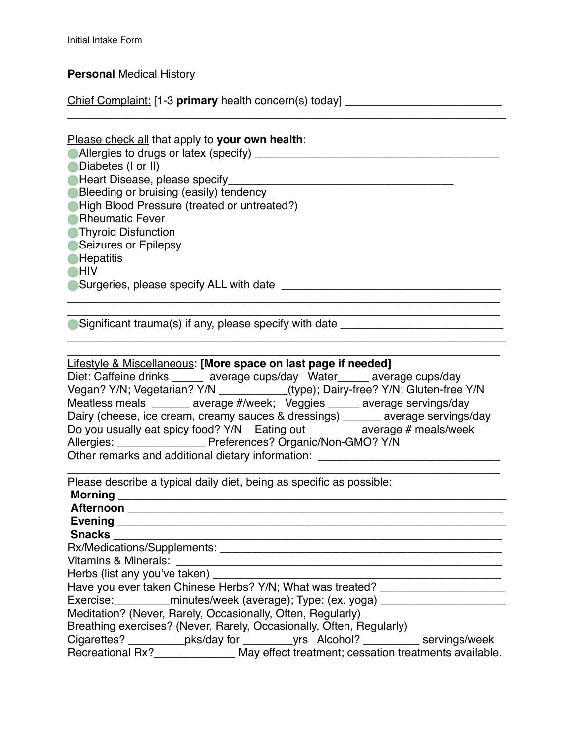Initial Intake Form

## **Personal** Medical History

Chief Complaint: [1-3 **primary** health concern(s) today] _________________________
___________________________________________________________________________

Please check all that apply to **your own health**:

- Allergies to drugs or latex (specify) ________________________________________
- Diabetes (I or II)
- Heart Disease, please specify____________________________________
- Bleeding or bruising (easily) tendency
- High Blood Pressure (treated or untreated?)
- Rheumatic Fever
- Thyroid Disfunction
- Seizures or Epilepsy
- Hepatitis
- HIV
- Surgeries, please specify ALL with date ___________________________________
___________________________________________________________________________
___________________________________________________________________________
- Significant trauma(s) if any, please specify with date _________________________
___________________________________________________________________________
___________________________________________________________________________

Lifestyle & Miscellaneous: **[More space on last page if needed]**

Diet: Caffeine drinks _____ average cups/day Water_____ average cups/day
Vegan? Y/N; Vegetarian? Y/N ___________(type); Dairy-free? Y/N; Gluten-free Y/N
Meatless meals ______ average #/week; Veggies _____ average servings/day
Dairy (cheese, ice cream, creamy sauces & dressings) ______ average servings/day
Do you usually eat spicy food? Y/N Eating out ________ average # meals/week
Allergies: ______________ Preferences? Organic/Non-GMO? Y/N
Other remarks and additional dietary information: _____________________________
___________________________________________________________________________

Please describe a typical daily diet, being as specific as possible:
**Morning** ______________________________________________________________
**Afternoon** ____________________________________________________________
**Evening** ______________________________________________________________
**Snacks** _______________________________________________________________
Rx/Medications/Supplements: _____________________________________________
Vitamins & Minerals: ____________________________________________________
Herbs (list any you've taken) _____________________________________________
Have you ever taken Chinese Herbs? Y/N; What was treated? ____________________
Exercise:_________minutes/week (average); Type: (ex. yoga) ____________________
Meditation? (Never, Rarely, Occasionally, Often, Regularly)
Breathing exercises? (Never, Rarely, Occasionally, Often, Regularly)
Cigarettes? _________pks/day for ________yrs Alcohol? _________ servings/week
Recreational Rx?_____________ May effect treatment; cessation treatments available.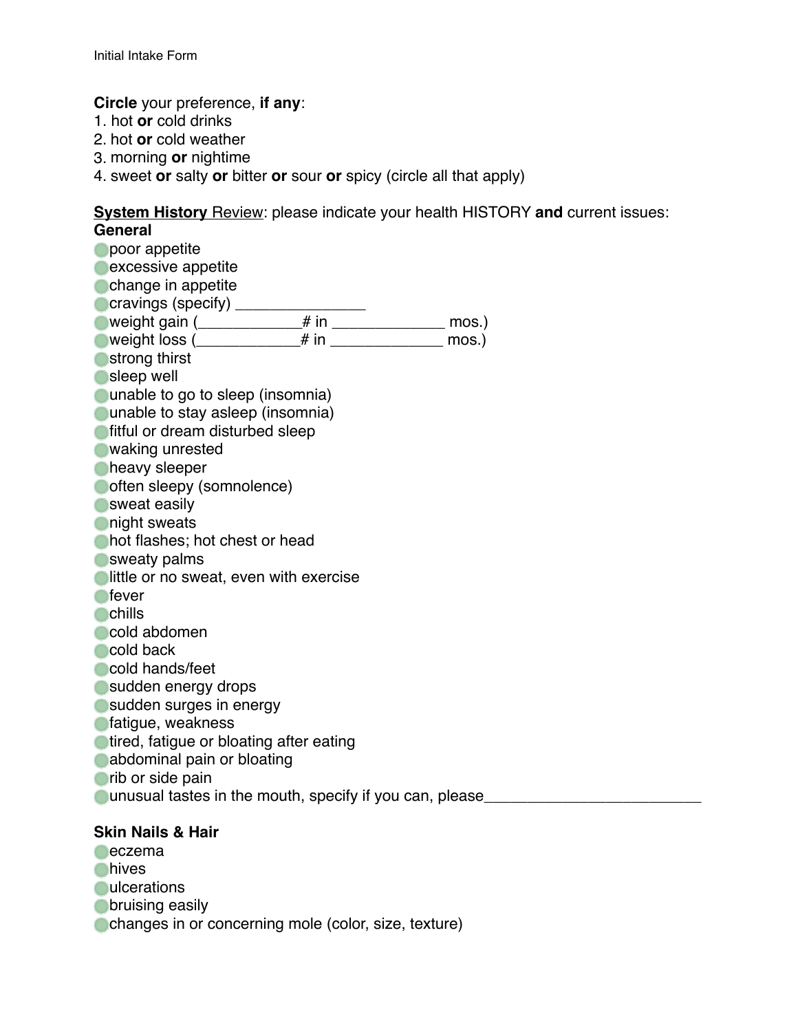**Circle** your preference, **if any**:

1. hot **or** cold drinks
2. hot **or** cold weather
3. morning **or** nightime
4. sweet **or** salty **or** bitter **or** sour **or** spicy (circle all that apply)

**<u>System History</u>** <u>Review</u>: please indicate your health HISTORY **and** current issues:

**General**

- poor appetite
- excessive appetite
- change in appetite
- cravings (specify) _______________
- weight gain (____________# in _____________ mos.)
- weight loss (____________# in _____________ mos.)
- strong thirst
- sleep well
- unable to go to sleep (insomnia)
- unable to stay asleep (insomnia)
- fitful or dream disturbed sleep
- waking unrested
- heavy sleeper
- often sleepy (somnolence)
- sweat easily
- night sweats
- hot flashes; hot chest or head
- sweaty palms
- little or no sweat, even with exercise
- fever
- chills
- cold abdomen
- cold back
- cold hands/feet
- sudden energy drops
- sudden surges in energy
- fatigue, weakness
- tired, fatigue or bloating after eating
- abdominal pain or bloating
- rib or side pain
- unusual tastes in the mouth, specify if you can, please_________________________

**Skin Nails & Hair**

- eczema
- hives
- ulcerations
- bruising easily
- changes in or concerning mole (color, size, texture)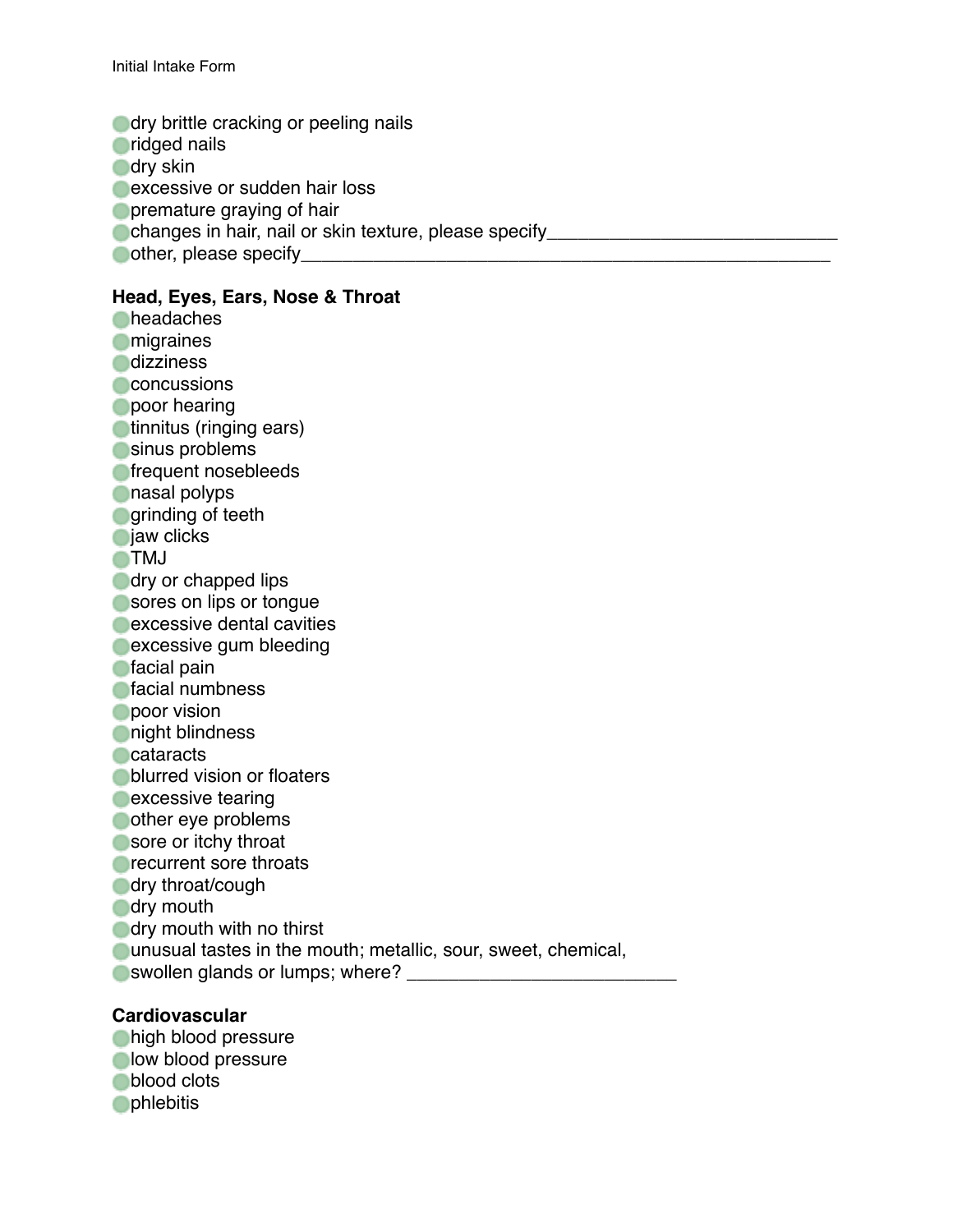- dry brittle cracking or peeling nails
- ridged nails
- dry skin
- excessive or sudden hair loss
- premature graying of hair
- changes in hair, nail or skin texture, please specify___________________________
- other, please specify_______________________________________________

**Head, Eyes, Ears, Nose & Throat**

- headaches
- migraines
- dizziness
- concussions
- poor hearing
- tinnitus (ringing ears)
- sinus problems
- frequent nosebleeds
- nasal polyps
- grinding of teeth
- jaw clicks
- TMJ
- dry or chapped lips
- sores on lips or tongue
- excessive dental cavities
- excessive gum bleeding
- facial pain
- facial numbness
- poor vision
- night blindness
- cataracts
- blurred vision or floaters
- excessive tearing
- other eye problems
- sore or itchy throat
- recurrent sore throats
- dry throat/cough
- dry mouth
- dry mouth with no thirst
- unusual tastes in the mouth; metallic, sour, sweet, chemical,
- swollen glands or lumps; where? __________________________

**Cardiovascular**

- high blood pressure
- low blood pressure
- blood clots
- phlebitis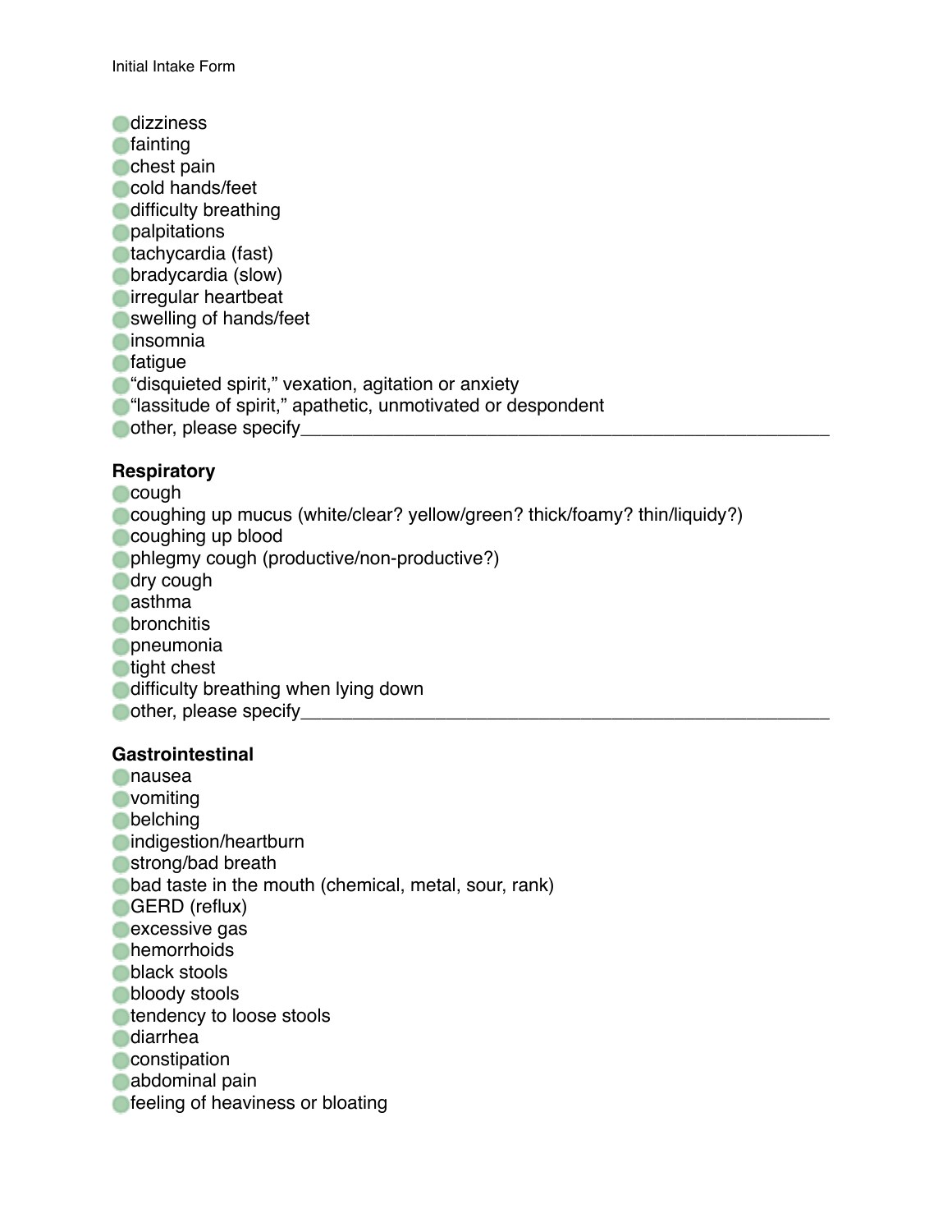- dizziness
- fainting
- chest pain
- cold hands/feet
- difficulty breathing
- palpitations
- tachycardia (fast)
- bradycardia (slow)
- irregular heartbeat
- swelling of hands/feet
- insomnia
- fatigue
- "disquieted spirit," vexation, agitation or anxiety
- "lassitude of spirit," apathetic, unmotivated or despondent
- other, please specify_______________________________________________

**Respiratory**

- cough
- coughing up mucus (white/clear? yellow/green? thick/foamy? thin/liquidy?)
- coughing up blood
- phlegmy cough (productive/non-productive?)
- dry cough
- asthma
- bronchitis
- pneumonia
- tight chest
- difficulty breathing when lying down
- other, please specify_______________________________________________

**Gastrointestinal**

- nausea
- vomiting
- belching
- indigestion/heartburn
- strong/bad breath
- bad taste in the mouth (chemical, metal, sour, rank)
- GERD (reflux)
- excessive gas
- hemorrhoids
- black stools
- bloody stools
- tendency to loose stools
- diarrhea
- constipation
- abdominal pain
- feeling of heaviness or bloating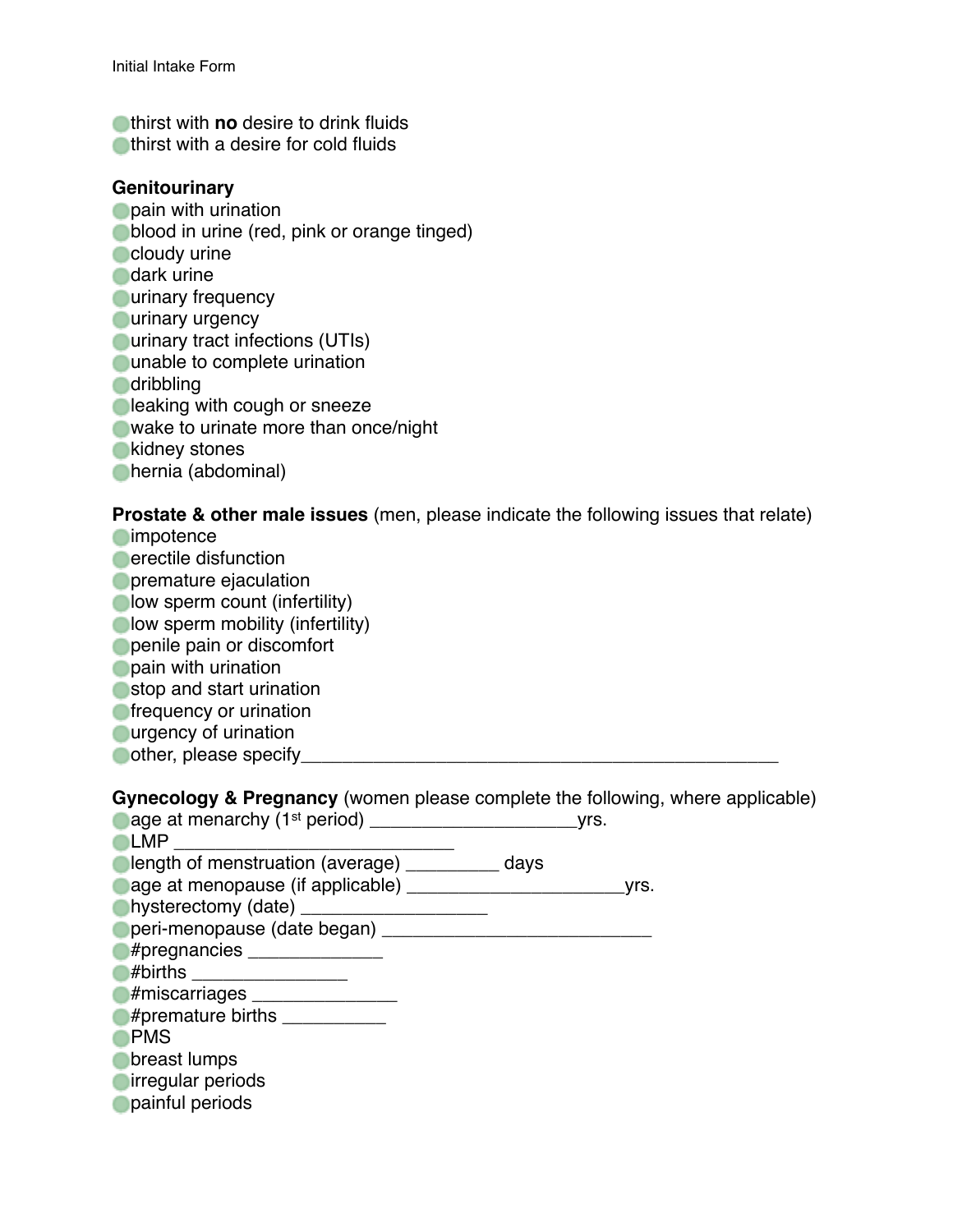- thirst with **no** desire to drink fluids
- thirst with a desire for cold fluids

**Genitourinary**

- pain with urination
- blood in urine (red, pink or orange tinged)
- cloudy urine
- dark urine
- urinary frequency
- urinary urgency
- urinary tract infections (UTIs)
- unable to complete urination
- dribbling
- leaking with cough or sneeze
- wake to urinate more than once/night
- kidney stones
- hernia (abdominal)

**Prostate & other male issues** (men, please indicate the following issues that relate)

- impotence
- erectile disfunction
- premature ejaculation
- low sperm count (infertility)
- low sperm mobility (infertility)
- penile pain or discomfort
- pain with urination
- stop and start urination
- frequency or urination
- urgency of urination
- other, please specify_______________________________________________

**Gynecology & Pregnancy** (women please complete the following, where applicable)

- age at menarchy (1st period) ____________________yrs.
- LMP ___________________________
- length of menstruation (average) _________ days
- age at menopause (if applicable) _____________________yrs.
- hysterectomy (date) __________________
- peri-menopause (date began) __________________________
- #pregnancies _____________
- #births _______________
- #miscarriages ______________
- #premature births __________
- PMS
- breast lumps
- irregular periods
- painful periods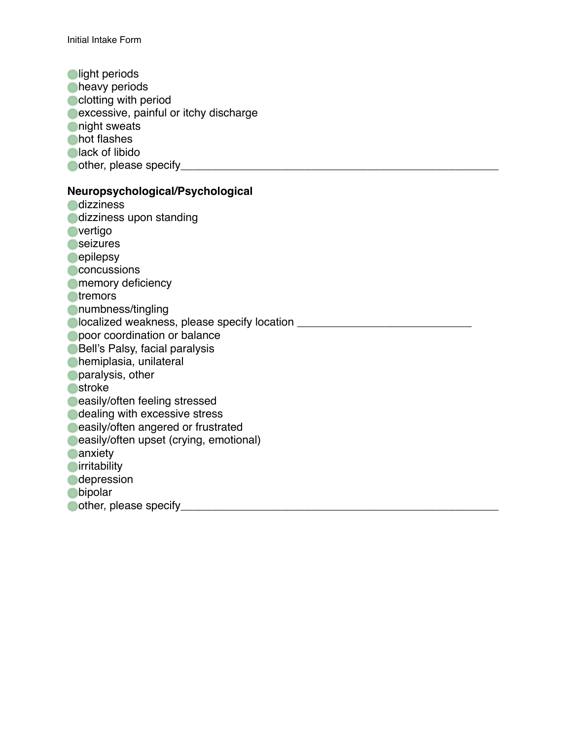- light periods
- heavy periods
- clotting with period
- excessive, painful or itchy discharge
- night sweats
- hot flashes
- lack of libido
- other, please specify_____________________________________________________

**Neuropsychological/Psychological**

- dizziness
- dizziness upon standing
- vertigo
- seizures
- epilepsy
- concussions
- memory deficiency
- tremors
- numbness/tingling
- localized weakness, please specify location ____________________________
- poor coordination or balance
- Bell's Palsy, facial paralysis
- hemiplasia, unilateral
- paralysis, other
- stroke
- easily/often feeling stressed
- dealing with excessive stress
- easily/often angered or frustrated
- easily/often upset (crying, emotional)
- anxiety
- irritability
- depression
- bipolar
- other, please specify_____________________________________________________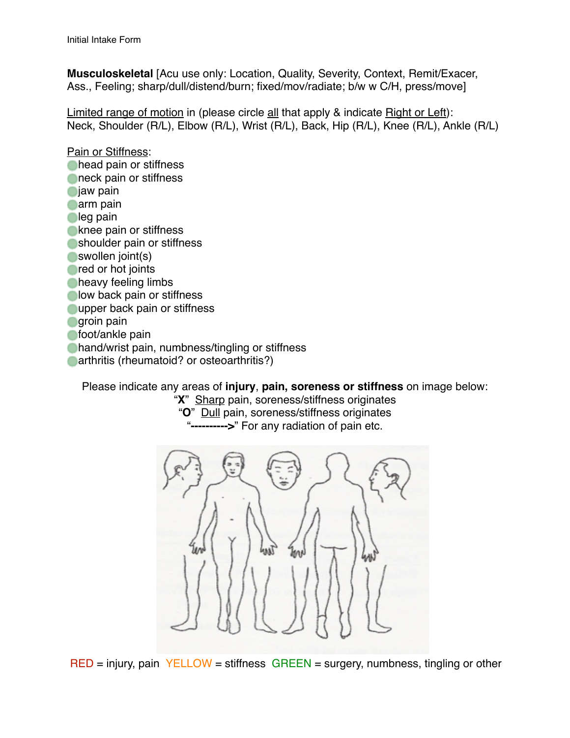**Musculoskeletal** [Acu use only: Location, Quality, Severity, Context, Remit/Exacer, Ass., Feeling; sharp/dull/distend/burn; fixed/mov/radiate; b/w w C/H, press/move]

Limited range of motion in (please circle all that apply & indicate Right or Left):
Neck, Shoulder (R/L), Elbow (R/L), Wrist (R/L), Back, Hip (R/L), Knee (R/L), Ankle (R/L)

Pain or Stiffness:

- head pain or stiffness
- neck pain or stiffness
- jaw pain
- arm pain
- leg pain
- knee pain or stiffness
- shoulder pain or stiffness
- swollen joint(s)
- red or hot joints
- heavy feeling limbs
- low back pain or stiffness
- upper back pain or stiffness
- groin pain
- foot/ankle pain
- hand/wrist pain, numbness/tingling or stiffness
- arthritis (rheumatoid? or osteoarthritis?)

Please indicate any areas of **injury**, **pain, soreness or stiffness** on image below:

"**X**" Sharp pain, soreness/stiffness originates
"**O**" Dull pain, soreness/stiffness originates
"**---------->**" For any radiation of pain etc.

RED = injury, pain YELLOW = stiffness GREEN = surgery, numbness, tingling or other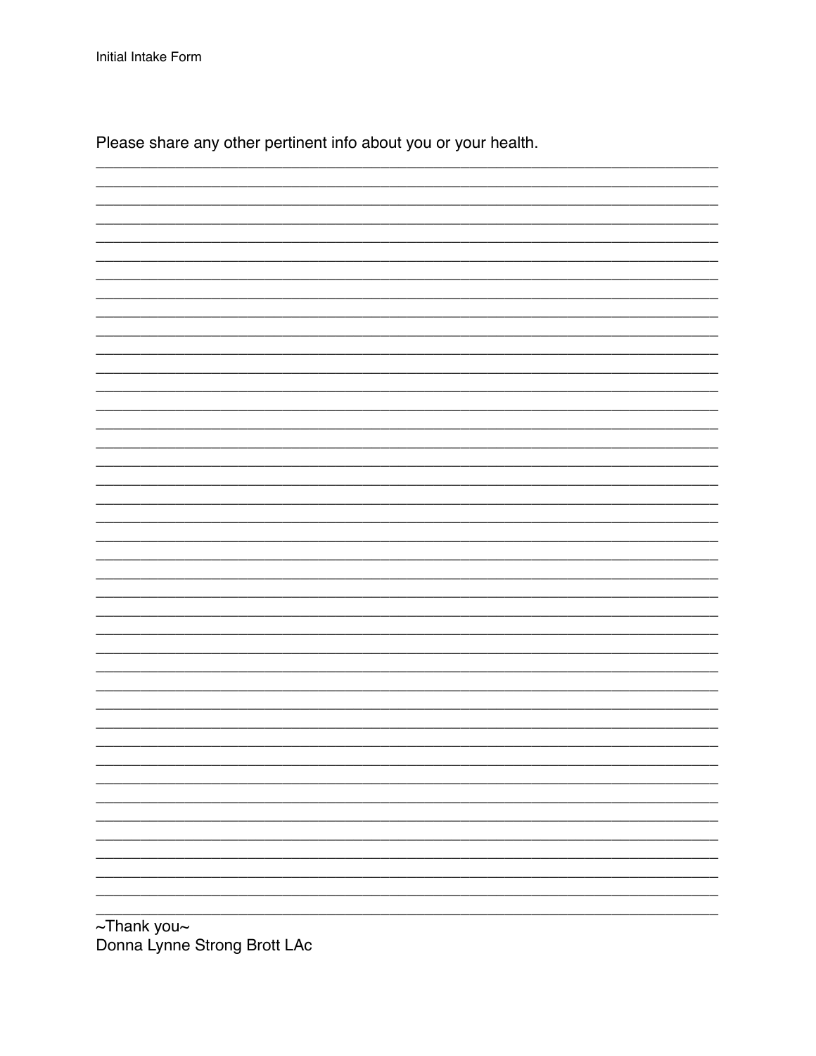Please share any other pertinent info about you or your health.

\_\_\_\_\_\_\_\_\_\_\_\_\_\_\_\_\_\_\_\_\_\_\_\_\_\_\_\_\_\_\_\_\_\_\_\_\_\_\_\_\_\_\_\_\_\_\_\_\_\_\_\_\_\_\_\_\_\_\_\_\_\_\_\_\_\_\_\_\_\_\_\_\_\_\_\_

~Thank you~

Donna Lynne Strong Brott LAc